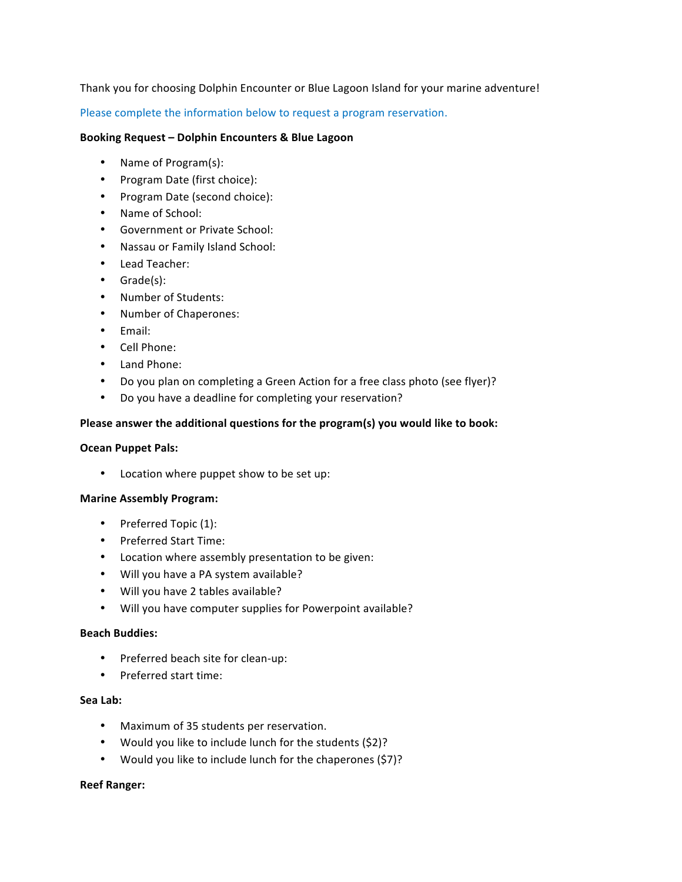Thank you for choosing Dolphin Encounter or Blue Lagoon Island for your marine adventure!

Please complete the information below to request a program reservation.

**Booking Request – Dolphin Encounters & Blue Lagoon**

- Name of Program(s):
- Program Date (first choice):
- Program Date (second choice):
- Name of School:
- Government or Private School:
- Nassau or Family Island School:
- Lead Teacher:
- Grade(s):
- Number of Students:
- Number of Chaperones:
- Email:
- Cell Phone:
- Land Phone:
- Do you plan on completing a Green Action for a free class photo (see flyer)?
- Do you have a deadline for completing your reservation?

**Please answer the additional questions for the program(s) you would like to book:**

**Ocean Puppet Pals:**

- Location where puppet show to be set up:

**Marine Assembly Program:**

- Preferred Topic (1):
- Preferred Start Time:
- Location where assembly presentation to be given:
- Will you have a PA system available?
- Will you have 2 tables available?
- Will you have computer supplies for Powerpoint available?

**Beach Buddies:**

- Preferred beach site for clean-up:
- Preferred start time:

**Sea Lab:**

- Maximum of 35 students per reservation.
- Would you like to include lunch for the students ($2)?
- Would you like to include lunch for the chaperones ($7)?

**Reef Ranger:**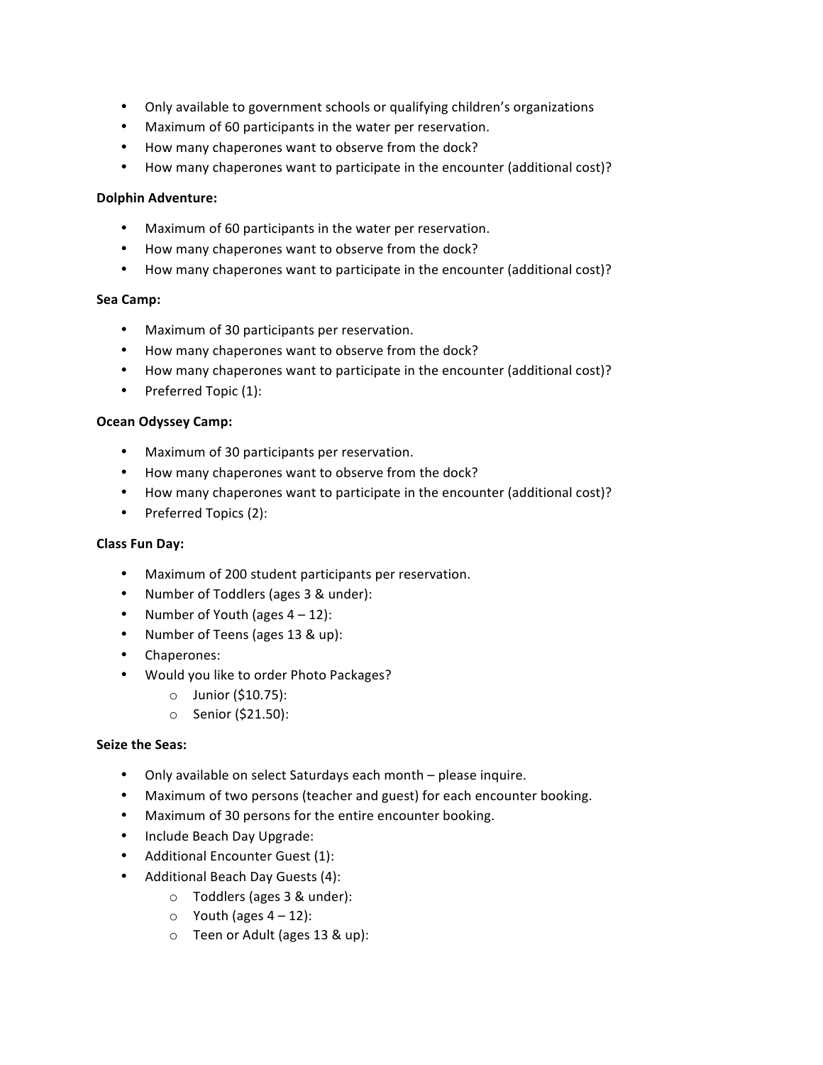- Only available to government schools or qualifying children's organizations
- Maximum of 60 participants in the water per reservation.
- How many chaperones want to observe from the dock?
- How many chaperones want to participate in the encounter (additional cost)?

**Dolphin Adventure:**

- Maximum of 60 participants in the water per reservation.
- How many chaperones want to observe from the dock?
- How many chaperones want to participate in the encounter (additional cost)?

**Sea Camp:**

- Maximum of 30 participants per reservation.
- How many chaperones want to observe from the dock?
- How many chaperones want to participate in the encounter (additional cost)?
- Preferred Topic (1):

**Ocean Odyssey Camp:**

- Maximum of 30 participants per reservation.
- How many chaperones want to observe from the dock?
- How many chaperones want to participate in the encounter (additional cost)?
- Preferred Topics (2):

**Class Fun Day:**

- Maximum of 200 student participants per reservation.
- Number of Toddlers (ages 3 & under):
- Number of Youth (ages 4 – 12):
- Number of Teens (ages 13 & up):
- Chaperones:
- Would you like to order Photo Packages?
  - Junior ($10.75):
  - Senior ($21.50):

**Seize the Seas:**

- Only available on select Saturdays each month – please inquire.
- Maximum of two persons (teacher and guest) for each encounter booking.
- Maximum of 30 persons for the entire encounter booking.
- Include Beach Day Upgrade:
- Additional Encounter Guest (1):
- Additional Beach Day Guests (4):
  - Toddlers (ages 3 & under):
  - Youth (ages 4 – 12):
  - Teen or Adult (ages 13 & up):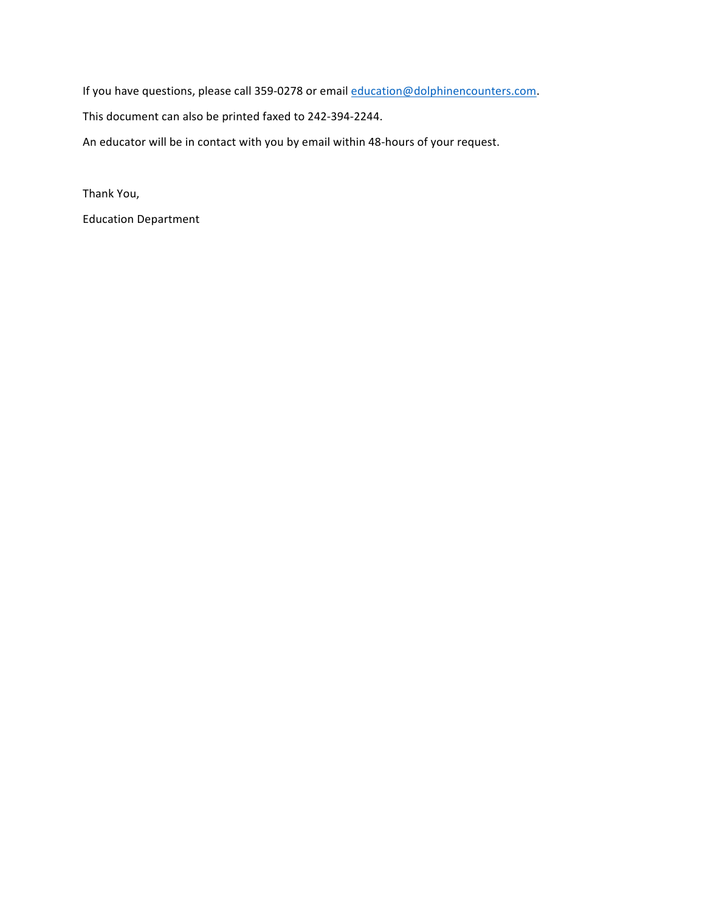If you have questions, please call 359-0278 or email [education@dolphinencounters.com](mailto:education@dolphinencounters.com).

This document can also be printed faxed to 242-394-2244.

An educator will be in contact with you by email within 48-hours of your request.

Thank You,

Education Department